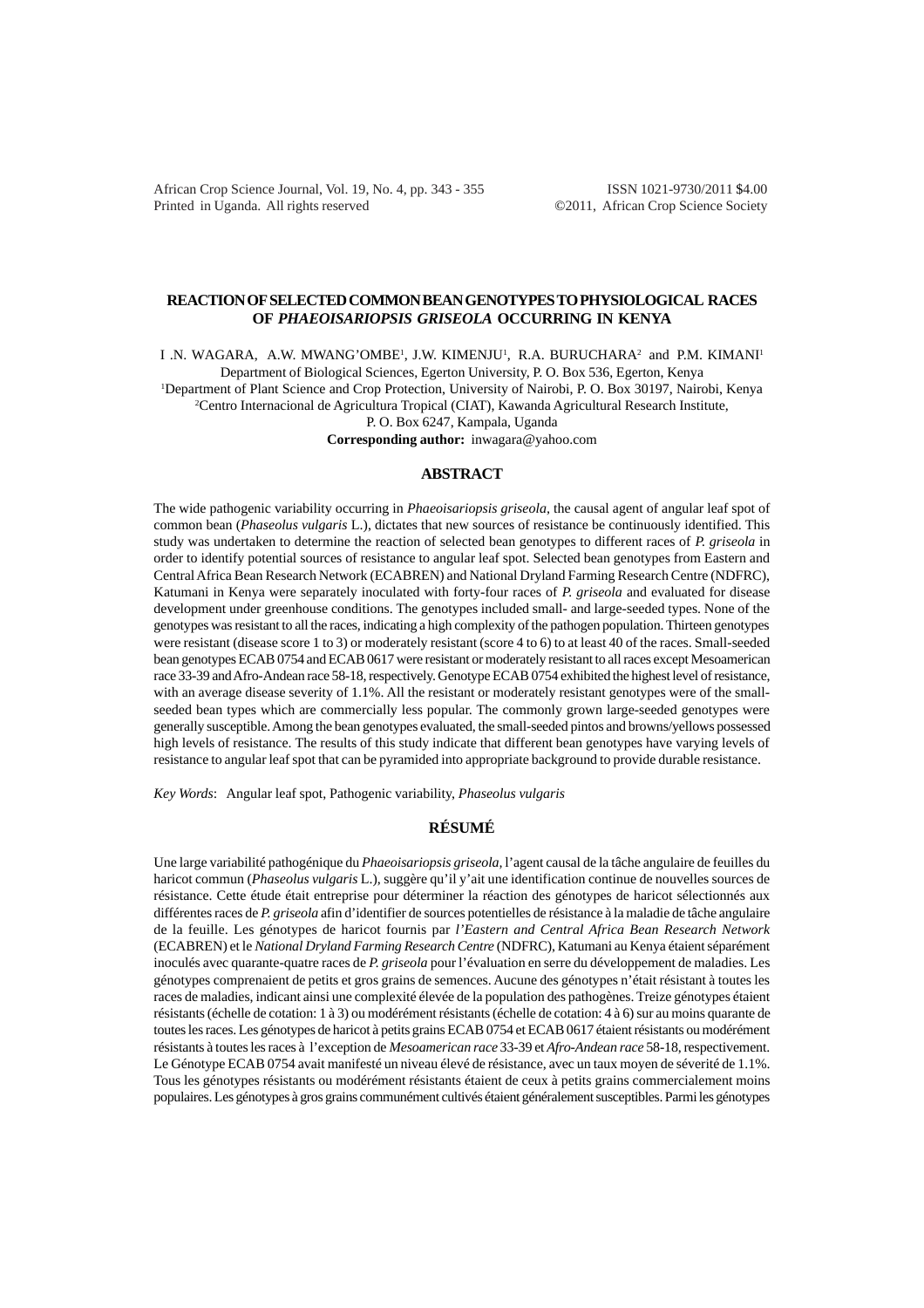# REACTION OF SELECTED COMMON BEAN GENOTYPES TO PHYSIOLOGICAL RACES OF *PHAEOISARIOPSIS GRISEOLA* OCCURRING IN KENYA

I .N. WAGARA, A.W. MWANG'OMBE[1], J.W. KIMENJU[1], R.A. BURUCHARA[2] and P.M. KIMANI[1]

Department of Biological Sciences, Egerton University, P. O. Box 536, Egerton, Kenya

[1]Department of Plant Science and Crop Protection, University of Nairobi, P. O. Box 30197, Nairobi, Kenya

[2]Centro Internacional de Agricultura Tropical (CIAT), Kawanda Agricultural Research Institute, P. O. Box 6247, Kampala, Uganda

**Corresponding author:** inwagara@yahoo.com

## ABSTRACT

The wide pathogenic variability occurring in *Phaeoisariopsis griseola*, the causal agent of angular leaf spot of common bean (*Phaseolus vulgaris* L.), dictates that new sources of resistance be continuously identified. This study was undertaken to determine the reaction of selected bean genotypes to different races of *P. griseola* in order to identify potential sources of resistance to angular leaf spot. Selected bean genotypes from Eastern and Central Africa Bean Research Network (ECABREN) and National Dryland Farming Research Centre (NDFRC), Katumani in Kenya were separately inoculated with forty-four races of *P. griseola* and evaluated for disease development under greenhouse conditions. The genotypes included small- and large-seeded types. None of the genotypes was resistant to all the races, indicating a high complexity of the pathogen population. Thirteen genotypes were resistant (disease score 1 to 3) or moderately resistant (score 4 to 6) to at least 40 of the races. Small-seeded bean genotypes ECAB 0754 and ECAB 0617 were resistant or moderately resistant to all races except Mesoamerican race 33-39 and Afro-Andean race 58-18, respectively. Genotype ECAB 0754 exhibited the highest level of resistance, with an average disease severity of 1.1%. All the resistant or moderately resistant genotypes were of the small-seeded bean types which are commercially less popular. The commonly grown large-seeded genotypes were generally susceptible. Among the bean genotypes evaluated, the small-seeded pintos and browns/yellows possessed high levels of resistance. The results of this study indicate that different bean genotypes have varying levels of resistance to angular leaf spot that can be pyramided into appropriate background to provide durable resistance.

*Key Words*: Angular leaf spot, Pathogenic variability, *Phaseolus vulgaris*

## RÉSUMÉ

Une large variabilité pathogénique du *Phaeoisariopsis griseola*, l'agent causal de la tâche angulaire de feuilles du haricot commun (*Phaseolus vulgaris* L.), suggère qu'il y'ait une identification continue de nouvelles sources de résistance. Cette étude était entreprise pour déterminer la réaction des génotypes de haricot sélectionnés aux différentes races de *P. griseola* afin d'identifier de sources potentielles de résistance à la maladie de tâche angulaire de la feuille. Les génotypes de haricot fournis par *l'Eastern and Central Africa Bean Research Network* (ECABREN) et le *National Dryland Farming Research Centre* (NDFRC), Katumani au Kenya étaient séparément inoculés avec quarante-quatre races de *P. griseola* pour l'évaluation en serre du développement de maladies. Les génotypes comprenaient de petits et gros grains de semences. Aucune des génotypes n'était résistant à toutes les races de maladies, indicant ainsi une complexité élevée de la population des pathogènes. Treize génotypes étaient résistants (échelle de cotation: 1 à 3) ou modérément résistants (échelle de cotation: 4 à 6) sur au moins quarante de toutes les races. Les génotypes de haricot à petits grains ECAB 0754 et ECAB 0617 étaient résistants ou modérément résistants à toutes les races à l'exception de *Mesoamerican race* 33-39 et *Afro-Andean race* 58-18, respectivement. Le Génotype ECAB 0754 avait manifesté un niveau élevé de résistance, avec un taux moyen de séverité de 1.1%. Tous les génotypes résistants ou modérément résistants étaient de ceux à petits grains commercialement moins populaires. Les génotypes à gros grains communément cultivés étaient généralement susceptibles. Parmi les génotypes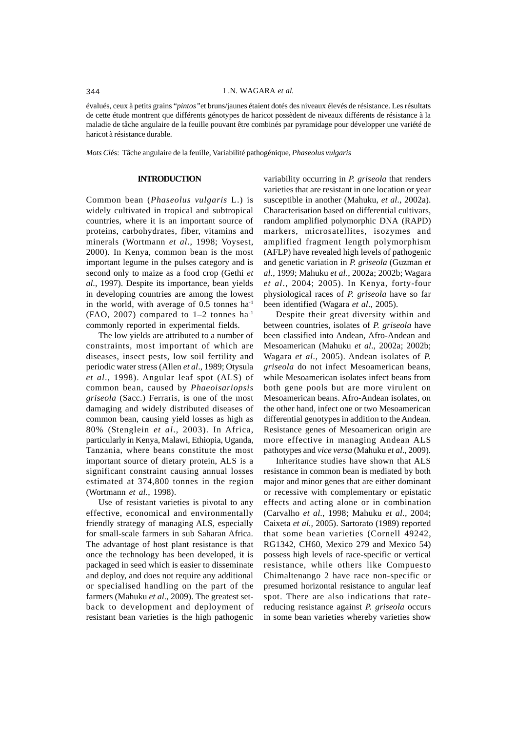évalués, ceux à petits grains "*pintos*" et bruns/jaunes étaient dotés des niveaux élevés de résistance. Les résultats de cette étude montrent que différents génotypes de haricot possèdent de niveaux différents de résistance à la maladie de tâche angulaire de la feuille pouvant être combinés par pyramidage pour développer une variété de haricot à résistance durable.

*Mots Clés*: Tâche angulaire de la feuille, Variabilité pathogénique, *Phaseolus vulgaris*

## INTRODUCTION

Common bean (*Phaseolus vulgaris* L.) is widely cultivated in tropical and subtropical countries, where it is an important source of proteins, carbohydrates, fiber, vitamins and minerals (Wortmann *et al*., 1998; Voysest, 2000). In Kenya, common bean is the most important legume in the pulses category and is second only to maize as a food crop (Gethi *et al*., 1997). Despite its importance, bean yields in developing countries are among the lowest in the world, with average of 0.5 tonnes ha$^{-1}$ (FAO, 2007) compared to 1–2 tonnes ha$^{-1}$ commonly reported in experimental fields.

The low yields are attributed to a number of constraints, most important of which are diseases, insect pests, low soil fertility and periodic water stress (Allen *et al*., 1989; Otysula *et al*., 1998). Angular leaf spot (ALS) of common bean, caused by *Phaeoisariopsis griseola* (Sacc.) Ferraris, is one of the most damaging and widely distributed diseases of common bean, causing yield losses as high as 80% (Stenglein *et al*., 2003). In Africa, particularly in Kenya, Malawi, Ethiopia, Uganda, Tanzania, where beans constitute the most important source of dietary protein, ALS is a significant constraint causing annual losses estimated at 374,800 tonnes in the region (Wortmann *et al.*, 1998).

Use of resistant varieties is pivotal to any effective, economical and environmentally friendly strategy of managing ALS, especially for small-scale farmers in sub Saharan Africa. The advantage of host plant resistance is that once the technology has been developed, it is packaged in seed which is easier to disseminate and deploy, and does not require any additional or specialised handling on the part of the farmers (Mahuku *et al*., 2009). The greatest set-back to development and deployment of resistant bean varieties is the high pathogenic variability occurring in *P. griseola* that renders varieties that are resistant in one location or year susceptible in another (Mahuku, *et al*., 2002a). Characterisation based on differential cultivars, random amplified polymorphic DNA (RAPD) markers, microsatellites, isozymes and amplified fragment length polymorphism (AFLP) have revealed high levels of pathogenic and genetic variation in *P. griseola* (Guzman *et al*., 1999; Mahuku *et al*., 2002a; 2002b; Wagara *et al*., 2004; 2005). In Kenya, forty-four physiological races of *P. griseola* have so far been identified (Wagara *et al*., 2005).

Despite their great diversity within and between countries, isolates of *P. griseola* have been classified into Andean, Afro-Andean and Mesoamerican (Mahuku *et al*., 2002a; 2002b; Wagara *et al*., 2005). Andean isolates of *P. griseola* do not infect Mesoamerican beans, while Mesoamerican isolates infect beans from both gene pools but are more virulent on Mesoamerican beans. Afro-Andean isolates, on the other hand, infect one or two Mesoamerican differential genotypes in addition to the Andean. Resistance genes of Mesoamerican origin are more effective in managing Andean ALS pathotypes and *vice versa* (Mahuku *et al*., 2009).

Inheritance studies have shown that ALS resistance in common bean is mediated by both major and minor genes that are either dominant or recessive with complementary or epistatic effects and acting alone or in combination (Carvalho *et al*., 1998; Mahuku *et al.*, 2004; Caixeta *et al.*, 2005). Sartorato (1989) reported that some bean varieties (Cornell 49242, RG1342, CH60, Mexico 279 and Mexico 54) possess high levels of race-specific or vertical resistance, while others like Compuesto Chimaltenango 2 have race non-specific or presumed horizontal resistance to angular leaf spot. There are also indications that rate-reducing resistance against *P. griseola* occurs in some bean varieties whereby varieties show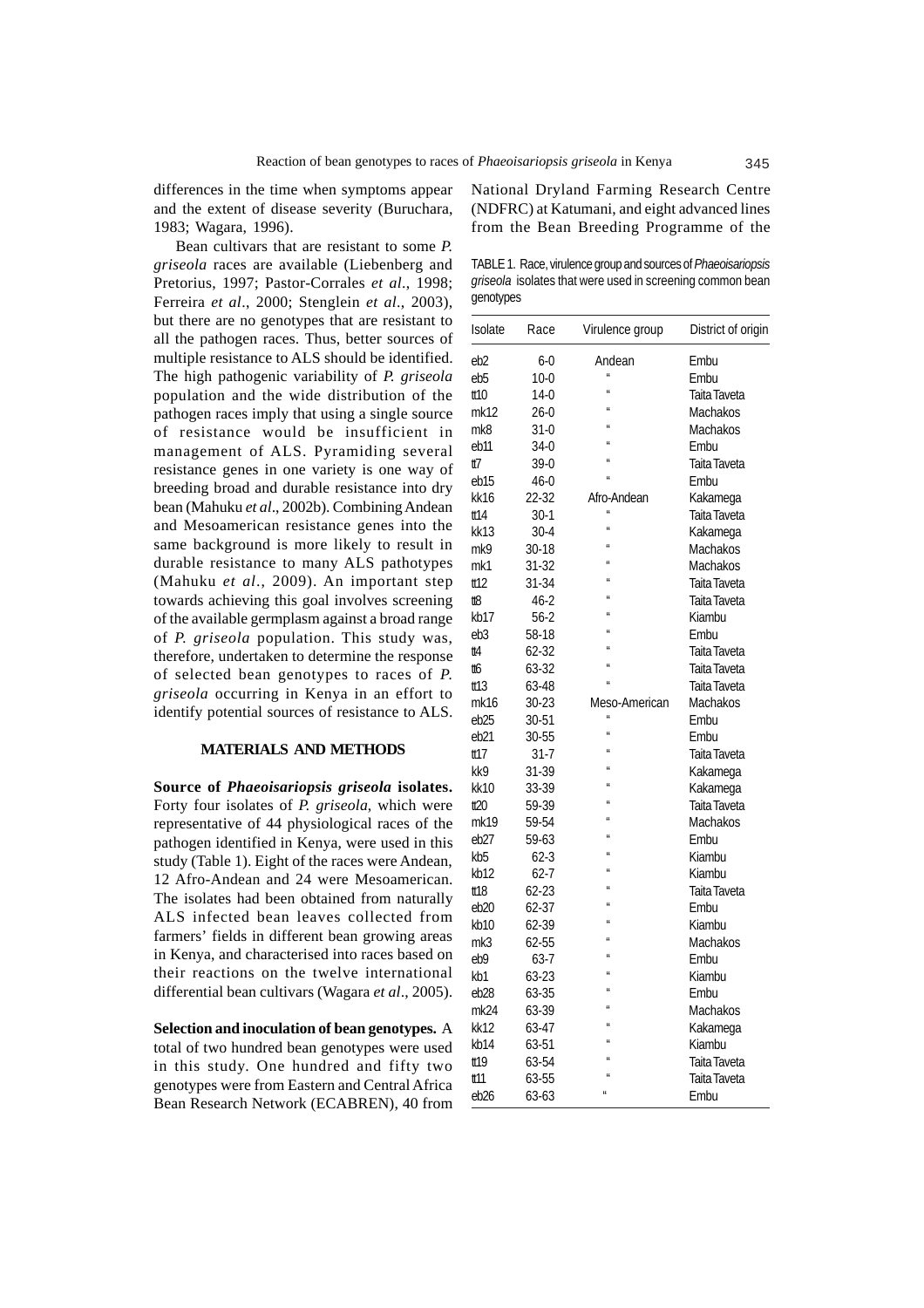differences in the time when symptoms appear and the extent of disease severity (Buruchara, 1983; Wagara, 1996).

Bean cultivars that are resistant to some *P. griseola* races are available (Liebenberg and Pretorius, 1997; Pastor-Corrales *et al*., 1998; Ferreira *et al*., 2000; Stenglein *et al*., 2003), but there are no genotypes that are resistant to all the pathogen races. Thus, better sources of multiple resistance to ALS should be identified. The high pathogenic variability of *P. griseola* population and the wide distribution of the pathogen races imply that using a single source of resistance would be insufficient in management of ALS. Pyramiding several resistance genes in one variety is one way of breeding broad and durable resistance into dry bean (Mahuku *et al*., 2002b). Combining Andean and Mesoamerican resistance genes into the same background is more likely to result in durable resistance to many ALS pathotypes (Mahuku *et al*., 2009). An important step towards achieving this goal involves screening of the available germplasm against a broad range of *P. griseola* population. This study was, therefore, undertaken to determine the response of selected bean genotypes to races of *P. griseola* occurring in Kenya in an effort to identify potential sources of resistance to ALS.

## MATERIALS AND METHODS

**Source of *Phaeoisariopsis griseola* isolates.** Forty four isolates of *P. griseola*, which were representative of 44 physiological races of the pathogen identified in Kenya, were used in this study (Table 1). Eight of the races were Andean, 12 Afro-Andean and 24 were Mesoamerican. The isolates had been obtained from naturally ALS infected bean leaves collected from farmers' fields in different bean growing areas in Kenya, and characterised into races based on their reactions on the twelve international differential bean cultivars (Wagara *et al*., 2005).

**Selection and inoculation of bean genotypes.** A total of two hundred bean genotypes were used in this study. One hundred and fifty two genotypes were from Eastern and Central Africa Bean Research Network (ECABREN), 40 from National Dryland Farming Research Centre (NDFRC) at Katumani, and eight advanced lines from the Bean Breeding Programme of the

TABLE 1. Race, virulence group and sources of *Phaeoisariopsis griseola* isolates that were used in screening common bean genotypes

| Isolate | Race | Virulence group | District of origin |
|---|---|---|---|
| eb2 | 6-0 | Andean | Embu |
| eb5 | 10-0 | " | Embu |
| tt10 | 14-0 | " | Taita Taveta |
| mk12 | 26-0 | " | Machakos |
| mk8 | 31-0 | " | Machakos |
| eb11 | 34-0 | " | Embu |
| tt7 | 39-0 | " | Taita Taveta |
| eb15 | 46-0 | " | Embu |
| kk16 | 22-32 | Afro-Andean | Kakamega |
| tt14 | 30-1 | " | Taita Taveta |
| kk13 | 30-4 | " | Kakamega |
| mk9 | 30-18 | " | Machakos |
| mk1 | 31-32 | " | Machakos |
| tt12 | 31-34 | " | Taita Taveta |
| tt8 | 46-2 | " | Taita Taveta |
| kb17 | 56-2 | " | Kiambu |
| eb3 | 58-18 | " | Embu |
| tt4 | 62-32 | " | Taita Taveta |
| tt6 | 63-32 | " | Taita Taveta |
| tt13 | 63-48 | " | Taita Taveta |
| mk16 | 30-23 | Meso-American | Machakos |
| eb25 | 30-51 | " | Embu |
| eb21 | 30-55 | " | Embu |
| tt17 | 31-7 | " | Taita Taveta |
| kk9 | 31-39 | " | Kakamega |
| kk10 | 33-39 | " | Kakamega |
| tt20 | 59-39 | " | Taita Taveta |
| mk19 | 59-54 | " | Machakos |
| eb27 | 59-63 | " | Embu |
| kb5 | 62-3 | " | Kiambu |
| kb12 | 62-7 | " | Kiambu |
| tt18 | 62-23 | " | Taita Taveta |
| eb20 | 62-37 | " | Embu |
| kb10 | 62-39 | " | Kiambu |
| mk3 | 62-55 | " | Machakos |
| eb9 | 63-7 | " | Embu |
| kb1 | 63-23 | " | Kiambu |
| eb28 | 63-35 | " | Embu |
| mk24 | 63-39 | " | Machakos |
| kk12 | 63-47 | " | Kakamega |
| kb14 | 63-51 | " | Kiambu |
| tt19 | 63-54 | " | Taita Taveta |
| tt11 | 63-55 | " | Taita Taveta |
| eb26 | 63-63 | " | Embu |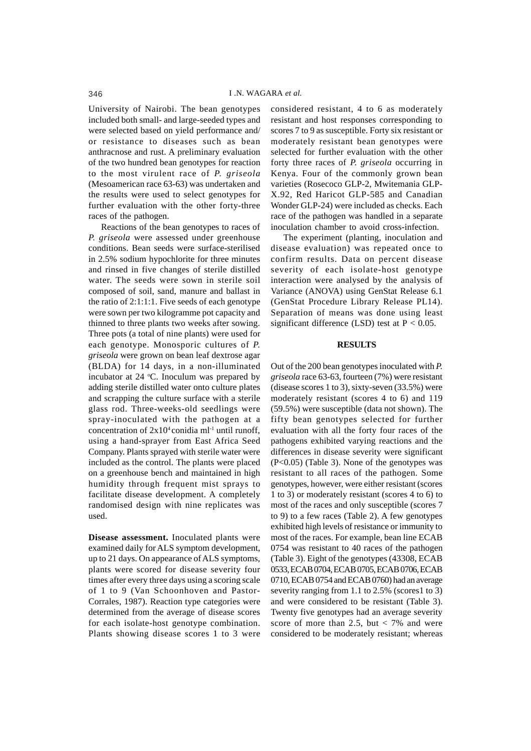University of Nairobi. The bean genotypes included both small- and large-seeded types and were selected based on yield performance and/or resistance to diseases such as bean anthracnose and rust. A preliminary evaluation of the two hundred bean genotypes for reaction to the most virulent race of *P. griseola* (Mesoamerican race 63-63) was undertaken and the results were used to select genotypes for further evaluation with the other forty-three races of the pathogen.

Reactions of the bean genotypes to races of *P. griseola* were assessed under greenhouse conditions. Bean seeds were surface-sterilised in 2.5% sodium hypochlorite for three minutes and rinsed in five changes of sterile distilled water. The seeds were sown in sterile soil composed of soil, sand, manure and ballast in the ratio of 2:1:1:1. Five seeds of each genotype were sown per two kilogramme pot capacity and thinned to three plants two weeks after sowing. Three pots (a total of nine plants) were used for each genotype. Monosporic cultures of *P. griseola* were grown on bean leaf dextrose agar (BLDA) for 14 days, in a non-illuminated incubator at 24 $^{o}$C. Inoculum was prepared by adding sterile distilled water onto culture plates and scrapping the culture surface with a sterile glass rod. Three-weeks-old seedlings were spray-inoculated with the pathogen at a concentration of $2x10^4$ conidia ml$^{-1}$ until runoff, using a hand-sprayer from East Africa Seed Company. Plants sprayed with sterile water were included as the control. The plants were placed on a greenhouse bench and maintained in high humidity through frequent mist sprays to facilitate disease development. A completely randomised design with nine replicates was used.

**Disease assessment.** Inoculated plants were examined daily for ALS symptom development, up to 21 days. On appearance of ALS symptoms, plants were scored for disease severity four times after every three days using a scoring scale of 1 to 9 (Van Schoonhoven and Pastor-Corrales, 1987). Reaction type categories were determined from the average of disease scores for each isolate-host genotype combination. Plants showing disease scores 1 to 3 were considered resistant, 4 to 6 as moderately resistant and host responses corresponding to scores 7 to 9 as susceptible. Forty six resistant or moderately resistant bean genotypes were selected for further evaluation with the other forty three races of *P. griseola* occurring in Kenya. Four of the commonly grown bean varieties (Rosecoco GLP-2, Mwitemania GLP-X.92, Red Haricot GLP-585 and Canadian Wonder GLP-24) were included as checks. Each race of the pathogen was handled in a separate inoculation chamber to avoid cross-infection.

The experiment (planting, inoculation and disease evaluation) was repeated once to confirm results. Data on percent disease severity of each isolate-host genotype interaction were analysed by the analysis of Variance (ANOVA) using GenStat Release 6.1 (GenStat Procedure Library Release PL14). Separation of means was done using least significant difference (LSD) test at $P < 0.05$.

## RESULTS

Out of the 200 bean genotypes inoculated with *P. griseola* race 63-63, fourteen (7%) were resistant (disease scores 1 to 3), sixty-seven (33.5%) were moderately resistant (scores 4 to 6) and 119 (59.5%) were susceptible (data not shown). The fifty bean genotypes selected for further evaluation with all the forty four races of the pathogens exhibited varying reactions and the differences in disease severity were significant ($P<0.05$) (Table 3). None of the genotypes was resistant to all races of the pathogen. Some genotypes, however, were either resistant (scores 1 to 3) or moderately resistant (scores 4 to 6) to most of the races and only susceptible (scores 7 to 9) to a few races (Table 2). A few genotypes exhibited high levels of resistance or immunity to most of the races. For example, bean line ECAB 0754 was resistant to 40 races of the pathogen (Table 3). Eight of the genotypes (43308, ECAB 0533, ECAB 0704, ECAB 0705, ECAB 0706, ECAB 0710, ECAB 0754 and ECAB 0760) had an average severity ranging from 1.1 to 2.5% (scores1 to 3) and were considered to be resistant (Table 3). Twenty five genotypes had an average severity score of more than 2.5, but < 7% and were considered to be moderately resistant; whereas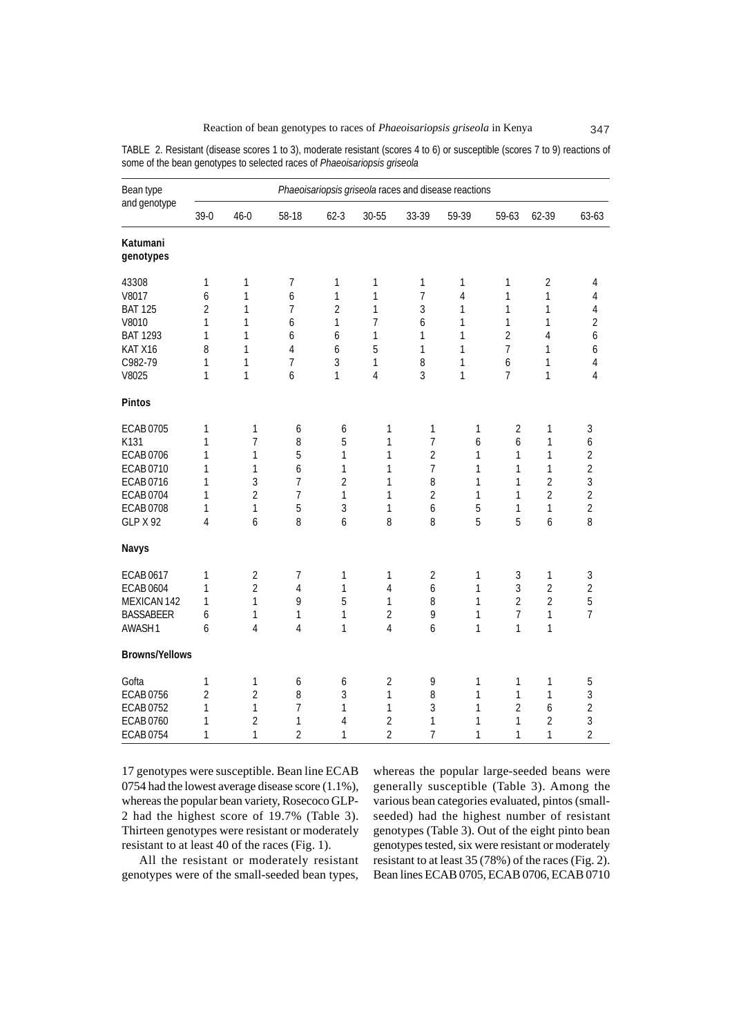TABLE 2. Resistant (disease scores 1 to 3), moderate resistant (scores 4 to 6) or susceptible (scores 7 to 9) reactions of some of the bean genotypes to selected races of *Phaeoisariopsis griseola*

| Bean type and genotype | *Phaeoisariopsis griseola* races and disease reactions | | | | | | | | | |
|---|---|---|---|---|---|---|---|---|---|---|
| | 39-0 | 46-0 | 58-18 | 62-3 | 30-55 | 33-39 | 59-39 | 59-63 | 62-39 | 63-63 |
| **Katumani genotypes** | | | | | | | | | | |
| 43308 | 1 | 1 | 7 | 1 | 1 | 1 | 1 | 1 | 2 | 4 |
| V8017 | 6 | 1 | 6 | 1 | 1 | 7 | 4 | 1 | 1 | 4 |
| BAT 125 | 2 | 1 | 7 | 2 | 1 | 3 | 1 | 1 | 1 | 4 |
| V8010 | 1 | 1 | 6 | 1 | 7 | 6 | 1 | 1 | 1 | 2 |
| BAT 1293 | 1 | 1 | 6 | 6 | 1 | 1 | 1 | 2 | 4 | 6 |
| KAT X16 | 8 | 1 | 4 | 6 | 5 | 1 | 1 | 7 | 1 | 6 |
| C982-79 | 1 | 1 | 7 | 3 | 1 | 8 | 1 | 6 | 1 | 4 |
| V8025 | 1 | 1 | 6 | 1 | 4 | 3 | 1 | 7 | 1 | 4 |
| **Pintos** | | | | | | | | | | |
| ECAB 0705 | 1 | 1 | 6 | 6 | 1 | 1 | 1 | 2 | 1 | 3 |
| K131 | 1 | 7 | 8 | 5 | 1 | 7 | 6 | 6 | 1 | 6 |
| ECAB 0706 | 1 | 1 | 5 | 1 | 1 | 2 | 1 | 1 | 1 | 2 |
| ECAB 0710 | 1 | 1 | 6 | 1 | 1 | 7 | 1 | 1 | 1 | 2 |
| ECAB 0716 | 1 | 3 | 7 | 2 | 1 | 8 | 1 | 1 | 2 | 3 |
| ECAB 0704 | 1 | 2 | 7 | 1 | 1 | 2 | 1 | 1 | 2 | 2 |
| ECAB 0708 | 1 | 1 | 5 | 3 | 1 | 6 | 5 | 1 | 1 | 2 |
| GLP X 92 | 4 | 6 | 8 | 6 | 8 | 8 | 5 | 5 | 6 | 8 |
| **Navys** | | | | | | | | | | |
| ECAB 0617 | 1 | 2 | 7 | 1 | 1 | 2 | 1 | 3 | 1 | 3 |
| ECAB 0604 | 1 | 2 | 4 | 1 | 4 | 6 | 1 | 3 | 2 | 2 |
| MEXICAN 142 | 1 | 1 | 9 | 5 | 1 | 8 | 1 | 2 | 2 | 5 |
| BASSABEER | 6 | 1 | 1 | 1 | 2 | 9 | 1 | 7 | 1 | 7 |
| AWASH 1 | 6 | 4 | 4 | 1 | 4 | 6 | 1 | 1 | 1 | |
| **Browns/Yellows** | | | | | | | | | | |
| Gofta | 1 | 1 | 6 | 6 | 2 | 9 | 1 | 1 | 1 | 5 |
| ECAB 0756 | 2 | 2 | 8 | 3 | 1 | 8 | 1 | 1 | 1 | 3 |
| ECAB 0752 | 1 | 1 | 7 | 1 | 1 | 3 | 1 | 2 | 6 | 2 |
| ECAB 0760 | 1 | 2 | 1 | 4 | 2 | 1 | 1 | 1 | 2 | 3 |
| ECAB 0754 | 1 | 1 | 2 | 1 | 2 | 7 | 1 | 1 | 1 | 2 |

17 genotypes were susceptible. Bean line ECAB 0754 had the lowest average disease score (1.1%), whereas the popular bean variety, Rosecoco GLP-2 had the highest score of 19.7% (Table 3). Thirteen genotypes were resistant or moderately resistant to at least 40 of the races (Fig. 1).

All the resistant or moderately resistant genotypes were of the small-seeded bean types, whereas the popular large-seeded beans were generally susceptible (Table 3). Among the various bean categories evaluated, pintos (small-seeded) had the highest number of resistant genotypes (Table 3). Out of the eight pinto bean genotypes tested, six were resistant or moderately resistant to at least 35 (78%) of the races (Fig. 2). Bean lines ECAB 0705, ECAB 0706, ECAB 0710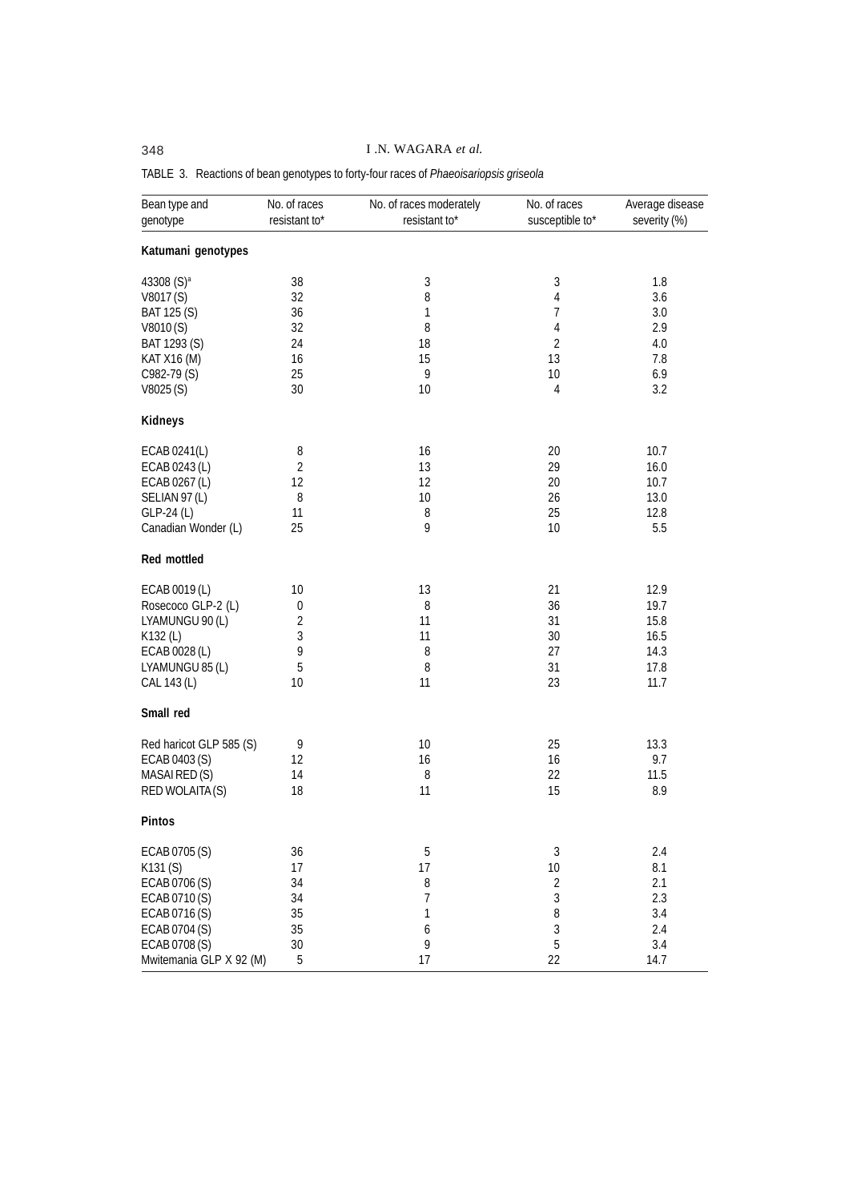TABLE 3. Reactions of bean genotypes to forty-four races of *Phaeoisariopsis griseola*

| Bean type and genotype | No. of races resistant to* | No. of races moderately resistant to* | No. of races susceptible to* | Average disease severity (%) |
|---|---|---|---|---|
| **Katumani genotypes** | | | | |
| 43308 (S)[a] | 38 | 3 | 3 | 1.8 |
| V8017 (S) | 32 | 8 | 4 | 3.6 |
| BAT 125 (S) | 36 | 1 | 7 | 3.0 |
| V8010 (S) | 32 | 8 | 4 | 2.9 |
| BAT 1293 (S) | 24 | 18 | 2 | 4.0 |
| KAT X16 (M) | 16 | 15 | 13 | 7.8 |
| C982-79 (S) | 25 | 9 | 10 | 6.9 |
| V8025 (S) | 30 | 10 | 4 | 3.2 |
| **Kidneys** | | | | |
| ECAB 0241(L) | 8 | 16 | 20 | 10.7 |
| ECAB 0243 (L) | 2 | 13 | 29 | 16.0 |
| ECAB 0267 (L) | 12 | 12 | 20 | 10.7 |
| SELIAN 97 (L) | 8 | 10 | 26 | 13.0 |
| GLP-24 (L) | 11 | 8 | 25 | 12.8 |
| Canadian Wonder (L) | 25 | 9 | 10 | 5.5 |
| **Red mottled** | | | | |
| ECAB 0019 (L) | 10 | 13 | 21 | 12.9 |
| Rosecoco GLP-2 (L) | 0 | 8 | 36 | 19.7 |
| LYAMUNGU 90 (L) | 2 | 11 | 31 | 15.8 |
| K132 (L) | 3 | 11 | 30 | 16.5 |
| ECAB 0028 (L) | 9 | 8 | 27 | 14.3 |
| LYAMUNGU 85 (L) | 5 | 8 | 31 | 17.8 |
| CAL 143 (L) | 10 | 11 | 23 | 11.7 |
| **Small red** | | | | |
| Red haricot GLP 585 (S) | 9 | 10 | 25 | 13.3 |
| ECAB 0403 (S) | 12 | 16 | 16 | 9.7 |
| MASAI RED (S) | 14 | 8 | 22 | 11.5 |
| RED WOLAITA (S) | 18 | 11 | 15 | 8.9 |
| **Pintos** | | | | |
| ECAB 0705 (S) | 36 | 5 | 3 | 2.4 |
| K131 (S) | 17 | 17 | 10 | 8.1 |
| ECAB 0706 (S) | 34 | 8 | 2 | 2.1 |
| ECAB 0710 (S) | 34 | 7 | 3 | 2.3 |
| ECAB 0716 (S) | 35 | 1 | 8 | 3.4 |
| ECAB 0704 (S) | 35 | 6 | 3 | 2.4 |
| ECAB 0708 (S) | 30 | 9 | 5 | 3.4 |
| Mwitemania GLP X 92 (M) | 5 | 17 | 22 | 14.7 |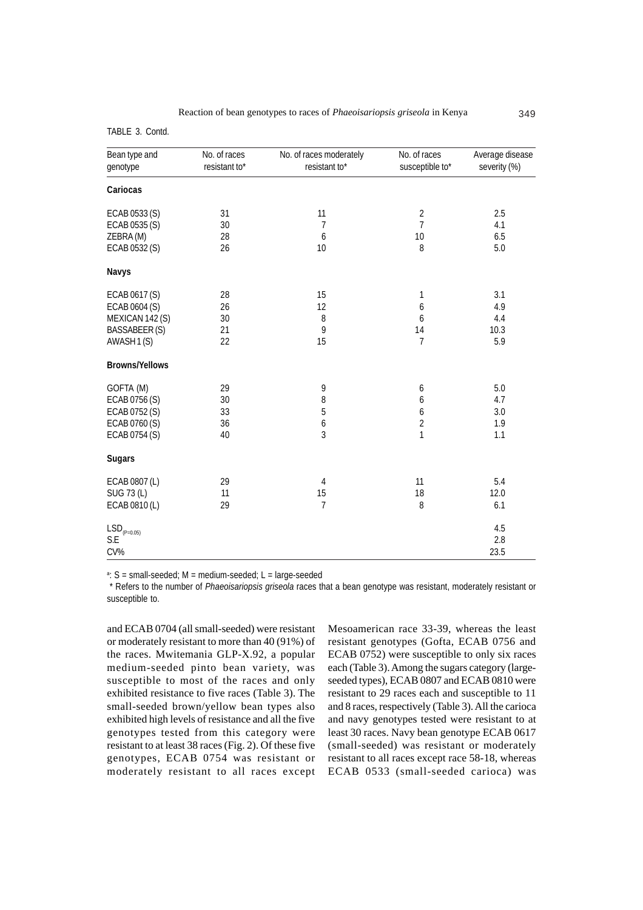TABLE 3. Contd.

| Bean type and genotype | No. of races resistant to* | No. of races moderately resistant to* | No. of races susceptible to* | Average disease severity (%) |
|---|---|---|---|---|
| **Cariocas** | | | | |
| ECAB 0533 (S) | 31 | 11 | 2 | 2.5 |
| ECAB 0535 (S) | 30 | 7 | 7 | 4.1 |
| ZEBRA (M) | 28 | 6 | 10 | 6.5 |
| ECAB 0532 (S) | 26 | 10 | 8 | 5.0 |
| **Navys** | | | | |
| ECAB 0617 (S) | 28 | 15 | 1 | 3.1 |
| ECAB 0604 (S) | 26 | 12 | 6 | 4.9 |
| MEXICAN 142 (S) | 30 | 8 | 6 | 4.4 |
| BASSABEER (S) | 21 | 9 | 14 | 10.3 |
| AWASH 1 (S) | 22 | 15 | 7 | 5.9 |
| **Browns/Yellows** | | | | |
| GOFTA (M) | 29 | 9 | 6 | 5.0 |
| ECAB 0756 (S) | 30 | 8 | 6 | 4.7 |
| ECAB 0752 (S) | 33 | 5 | 6 | 3.0 |
| ECAB 0760 (S) | 36 | 6 | 2 | 1.9 |
| ECAB 0754 (S) | 40 | 3 | 1 | 1.1 |
| **Sugars** | | | | |
| ECAB 0807 (L) | 29 | 4 | 11 | 5.4 |
| SUG 73 (L) | 11 | 15 | 18 | 12.0 |
| ECAB 0810 (L) | 29 | 7 | 8 | 6.1 |
| $LSD_{(P=0.05)}$ | | | | 4.5 |
| S.E | | | | 2.8 |
| CV% | | | | 23.5 |

[a]: S = small-seeded; M = medium-seeded; L = large-seeded

\* Refers to the number of *Phaeoisariopsis griseola* races that a bean genotype was resistant, moderately resistant or susceptible to.

and ECAB 0704 (all small-seeded) were resistant or moderately resistant to more than 40 (91%) of the races. Mwitemania GLP-X.92, a popular medium-seeded pinto bean variety, was susceptible to most of the races and only exhibited resistance to five races (Table 3). The small-seeded brown/yellow bean types also exhibited high levels of resistance and all the five genotypes tested from this category were resistant to at least 38 races (Fig. 2). Of these five genotypes, ECAB 0754 was resistant or moderately resistant to all races except Mesoamerican race 33-39, whereas the least resistant genotypes (Gofta, ECAB 0756 and ECAB 0752) were susceptible to only six races each (Table 3). Among the sugars category (large-seeded types), ECAB 0807 and ECAB 0810 were resistant to 29 races each and susceptible to 11 and 8 races, respectively (Table 3). All the carioca and navy genotypes tested were resistant to at least 30 races. Navy bean genotype ECAB 0617 (small-seeded) was resistant or moderately resistant to all races except race 58-18, whereas ECAB 0533 (small-seeded carioca) was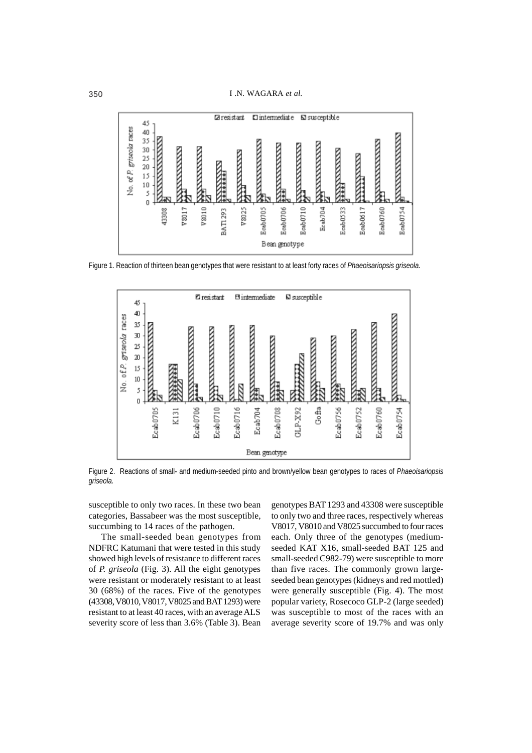Figure 1. Reaction of thirteen bean genotypes that were resistant to at least forty races of *Phaeoisariopsis griseola.*

Figure 2. Reactions of small- and medium-seeded pinto and brown/yellow bean genotypes to races of *Phaeoisariopsis griseola.*

susceptible to only two races. In these two bean categories, Bassabeer was the most susceptible, succumbing to 14 races of the pathogen.

The small-seeded bean genotypes from NDFRC Katumani that were tested in this study showed high levels of resistance to different races of *P. griseola* (Fig. 3). All the eight genotypes were resistant or moderately resistant to at least 30 (68%) of the races. Five of the genotypes (43308, V8010, V8017, V8025 and BAT 1293) were resistant to at least 40 races, with an average ALS severity score of less than 3.6% (Table 3). Bean genotypes BAT 1293 and 43308 were susceptible to only two and three races, respectively whereas V8017, V8010 and V8025 succumbed to four races each. Only three of the genotypes (medium-seeded KAT X16, small-seeded BAT 125 and small-seeded C982-79) were susceptible to more than five races. The commonly grown large-seeded bean genotypes (kidneys and red mottled) were generally susceptible (Fig. 4). The most popular variety, Rosecoco GLP-2 (large seeded) was susceptible to most of the races with an average severity score of 19.7% and was only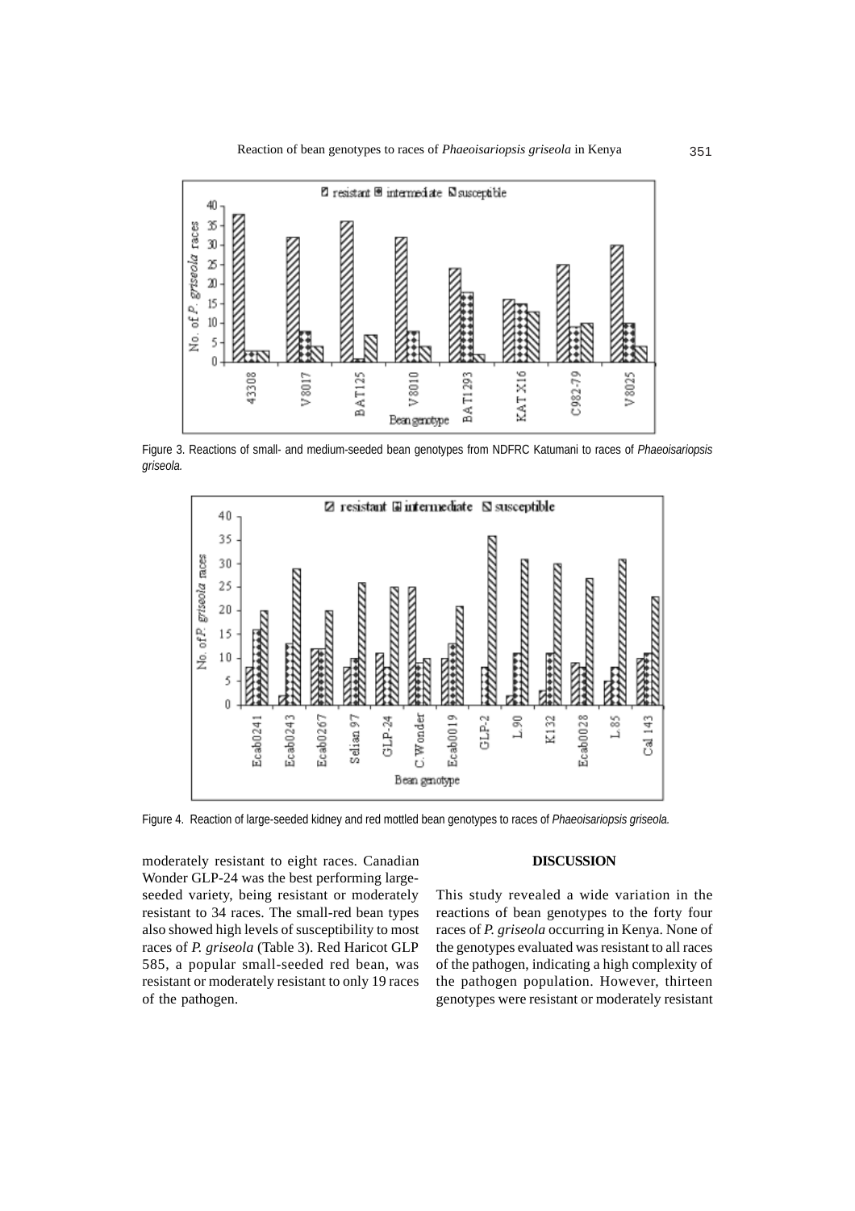Figure 3. Reactions of small- and medium-seeded bean genotypes from NDFRC Katumani to races of *Phaeoisariopsis griseola.*

Figure 4. Reaction of large-seeded kidney and red mottled bean genotypes to races of *Phaeoisariopsis griseola.*

moderately resistant to eight races. Canadian Wonder GLP-24 was the best performing large-seeded variety, being resistant or moderately resistant to 34 races. The small-red bean types also showed high levels of susceptibility to most races of *P. griseola* (Table 3). Red Haricot GLP 585, a popular small-seeded red bean, was resistant or moderately resistant to only 19 races of the pathogen.

## DISCUSSION

This study revealed a wide variation in the reactions of bean genotypes to the forty four races of *P. griseola* occurring in Kenya. None of the genotypes evaluated was resistant to all races of the pathogen, indicating a high complexity of the pathogen population. However, thirteen genotypes were resistant or moderately resistant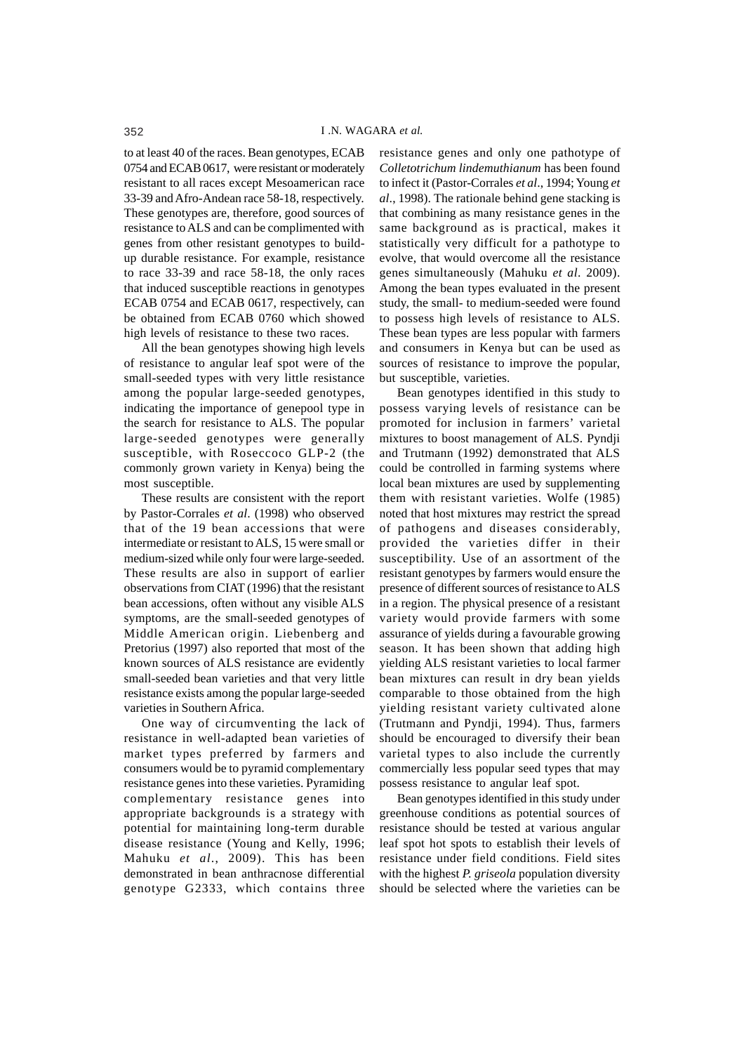to at least 40 of the races. Bean genotypes, ECAB 0754 and ECAB 0617, were resistant or moderately resistant to all races except Mesoamerican race 33-39 and Afro-Andean race 58-18, respectively. These genotypes are, therefore, good sources of resistance to ALS and can be complimented with genes from other resistant genotypes to build-up durable resistance. For example, resistance to race 33-39 and race 58-18, the only races that induced susceptible reactions in genotypes ECAB 0754 and ECAB 0617, respectively, can be obtained from ECAB 0760 which showed high levels of resistance to these two races.

All the bean genotypes showing high levels of resistance to angular leaf spot were of the small-seeded types with very little resistance among the popular large-seeded genotypes, indicating the importance of genepool type in the search for resistance to ALS. The popular large-seeded genotypes were generally susceptible, with Roseccoco GLP-2 (the commonly grown variety in Kenya) being the most susceptible.

These results are consistent with the report by Pastor-Corrales *et al.* (1998) who observed that of the 19 bean accessions that were intermediate or resistant to ALS, 15 were small or medium-sized while only four were large-seeded. These results are also in support of earlier observations from CIAT (1996) that the resistant bean accessions, often without any visible ALS symptoms, are the small-seeded genotypes of Middle American origin. Liebenberg and Pretorius (1997) also reported that most of the known sources of ALS resistance are evidently small-seeded bean varieties and that very little resistance exists among the popular large-seeded varieties in Southern Africa.

One way of circumventing the lack of resistance in well-adapted bean varieties of market types preferred by farmers and consumers would be to pyramid complementary resistance genes into these varieties. Pyramiding complementary resistance genes into appropriate backgrounds is a strategy with potential for maintaining long-term durable disease resistance (Young and Kelly, 1996; Mahuku *et al.*, 2009). This has been demonstrated in bean anthracnose differential genotype G2333, which contains three resistance genes and only one pathotype of *Colletotrichum lindemuthianum* has been found to infect it (Pastor-Corrales *et al*., 1994; Young *et al*., 1998). The rationale behind gene stacking is that combining as many resistance genes in the same background as is practical, makes it statistically very difficult for a pathotype to evolve, that would overcome all the resistance genes simultaneously (Mahuku *et al*. 2009). Among the bean types evaluated in the present study, the small- to medium-seeded were found to possess high levels of resistance to ALS. These bean types are less popular with farmers and consumers in Kenya but can be used as sources of resistance to improve the popular, but susceptible, varieties.

Bean genotypes identified in this study to possess varying levels of resistance can be promoted for inclusion in farmers' varietal mixtures to boost management of ALS. Pyndji and Trutmann (1992) demonstrated that ALS could be controlled in farming systems where local bean mixtures are used by supplementing them with resistant varieties. Wolfe (1985) noted that host mixtures may restrict the spread of pathogens and diseases considerably, provided the varieties differ in their susceptibility. Use of an assortment of the resistant genotypes by farmers would ensure the presence of different sources of resistance to ALS in a region. The physical presence of a resistant variety would provide farmers with some assurance of yields during a favourable growing season. It has been shown that adding high yielding ALS resistant varieties to local farmer bean mixtures can result in dry bean yields comparable to those obtained from the high yielding resistant variety cultivated alone (Trutmann and Pyndji, 1994). Thus, farmers should be encouraged to diversify their bean varietal types to also include the currently commercially less popular seed types that may possess resistance to angular leaf spot.

Bean genotypes identified in this study under greenhouse conditions as potential sources of resistance should be tested at various angular leaf spot hot spots to establish their levels of resistance under field conditions. Field sites with the highest *P. griseola* population diversity should be selected where the varieties can be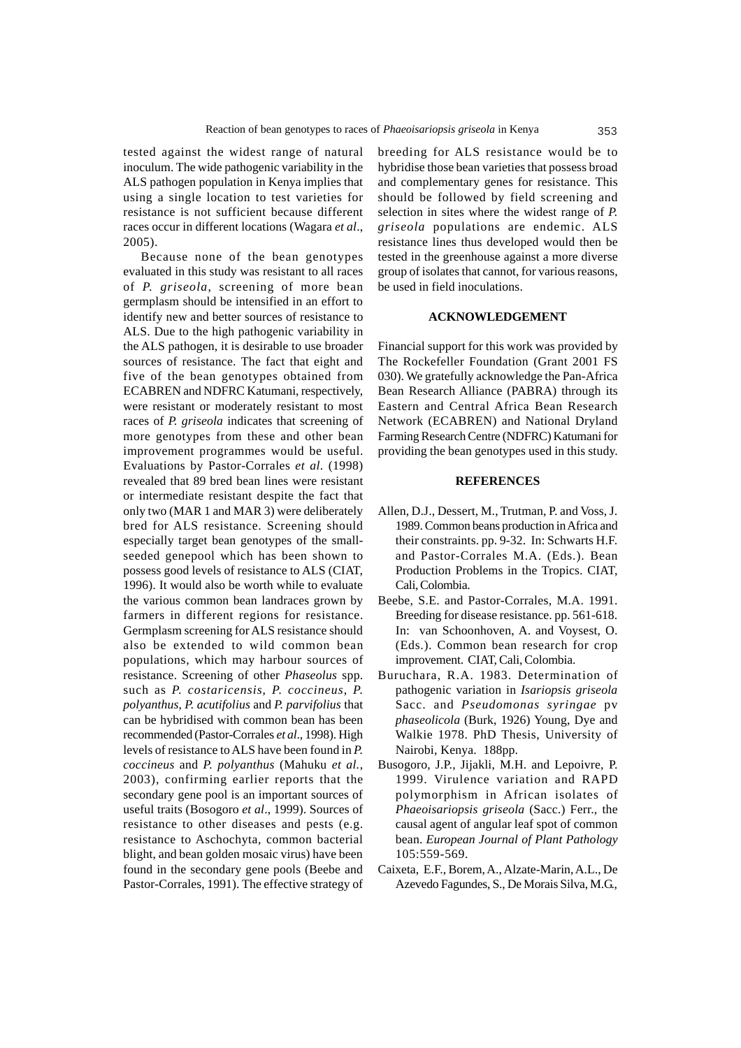tested against the widest range of natural inoculum. The wide pathogenic variability in the ALS pathogen population in Kenya implies that using a single location to test varieties for resistance is not sufficient because different races occur in different locations (Wagara *et al*., 2005).

Because none of the bean genotypes evaluated in this study was resistant to all races of *P. griseola*, screening of more bean germplasm should be intensified in an effort to identify new and better sources of resistance to ALS. Due to the high pathogenic variability in the ALS pathogen, it is desirable to use broader sources of resistance. The fact that eight and five of the bean genotypes obtained from ECABREN and NDFRC Katumani, respectively, were resistant or moderately resistant to most races of *P. griseola* indicates that screening of more genotypes from these and other bean improvement programmes would be useful. Evaluations by Pastor-Corrales *et al*. (1998) revealed that 89 bred bean lines were resistant or intermediate resistant despite the fact that only two (MAR 1 and MAR 3) were deliberately bred for ALS resistance. Screening should especially target bean genotypes of the small-seeded genepool which has been shown to possess good levels of resistance to ALS (CIAT, 1996). It would also be worth while to evaluate the various common bean landraces grown by farmers in different regions for resistance. Germplasm screening for ALS resistance should also be extended to wild common bean populations, which may harbour sources of resistance. Screening of other *Phaseolus* spp. such as *P. costaricensis*, *P. coccineus*, *P. polyanthus*, *P. acutifolius* and *P. parvifolius* that can be hybridised with common bean has been recommended (Pastor-Corrales *et al*., 1998). High levels of resistance to ALS have been found in *P. coccineus* and *P. polyanthus* (Mahuku *et al.*, 2003), confirming earlier reports that the secondary gene pool is an important sources of useful traits (Bosogoro *et al*., 1999). Sources of resistance to other diseases and pests (e.g. resistance to Aschochyta, common bacterial blight, and bean golden mosaic virus) have been found in the secondary gene pools (Beebe and Pastor-Corrales, 1991). The effective strategy of breeding for ALS resistance would be to hybridise those bean varieties that possess broad and complementary genes for resistance. This should be followed by field screening and selection in sites where the widest range of *P. griseola* populations are endemic. ALS resistance lines thus developed would then be tested in the greenhouse against a more diverse group of isolates that cannot, for various reasons, be used in field inoculations.

## ACKNOWLEDGEMENT

Financial support for this work was provided by The Rockefeller Foundation (Grant 2001 FS 030). We gratefully acknowledge the Pan-Africa Bean Research Alliance (PABRA) through its Eastern and Central Africa Bean Research Network (ECABREN) and National Dryland Farming Research Centre (NDFRC) Katumani for providing the bean genotypes used in this study.

## REFERENCES

Allen, D.J., Dessert, M., Trutman, P. and Voss, J. 1989. Common beans production in Africa and their constraints. pp. 9-32. In: Schwarts H.F. and Pastor-Corrales M.A. (Eds.). Bean Production Problems in the Tropics. CIAT, Cali, Colombia.

Beebe, S.E. and Pastor-Corrales, M.A. 1991. Breeding for disease resistance. pp. 561-618. In: van Schoonhoven, A. and Voysest, O. (Eds.). Common bean research for crop improvement. CIAT, Cali, Colombia.

Buruchara, R.A. 1983. Determination of pathogenic variation in *Isariopsis griseola* Sacc. and *Pseudomonas syringae* pv *phaseolicola* (Burk, 1926) Young, Dye and Walkie 1978. PhD Thesis, University of Nairobi, Kenya. 188pp.

Busogoro, J.P., Jijakli, M.H. and Lepoivre, P. 1999. Virulence variation and RAPD polymorphism in African isolates of *Phaeoisariopsis griseola* (Sacc.) Ferr., the causal agent of angular leaf spot of common bean. *European Journal of Plant Pathology* 105:559-569.

Caixeta, E.F., Borem, A., Alzate-Marin, A.L., De Azevedo Fagundes, S., De Morais Silva, M.G.,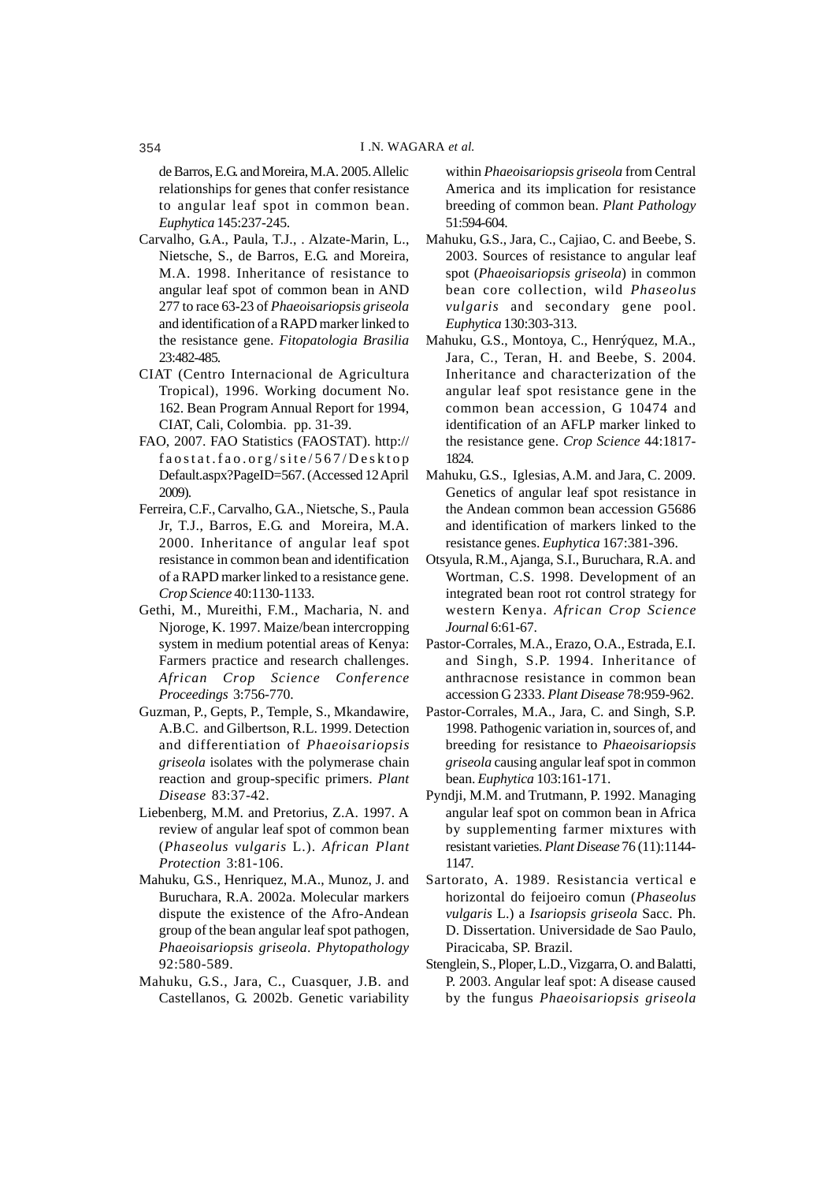de Barros, E.G. and Moreira, M.A. 2005. Allelic relationships for genes that confer resistance to angular leaf spot in common bean. *Euphytica* 145:237-245.

Carvalho, G.A., Paula, T.J., . Alzate-Marin, L., Nietsche, S., de Barros, E.G. and Moreira, M.A. 1998. Inheritance of resistance to angular leaf spot of common bean in AND 277 to race 63-23 of *Phaeoisariopsis griseola* and identification of a RAPD marker linked to the resistance gene. *Fitopatologia Brasilia* 23:482-485.

CIAT (Centro Internacional de Agricultura Tropical), 1996. Working document No. 162. Bean Program Annual Report for 1994, CIAT, Cali, Colombia. pp. 31-39.

FAO, 2007. FAO Statistics (FAOSTAT). http://faostat.fao.org/site/567/Desktop Default.aspx?PageID=567. (Accessed 12 April 2009).

Ferreira, C.F., Carvalho, G.A., Nietsche, S., Paula Jr, T.J., Barros, E.G. and Moreira, M.A. 2000. Inheritance of angular leaf spot resistance in common bean and identification of a RAPD marker linked to a resistance gene. *Crop Science* 40:1130-1133.

Gethi, M., Mureithi, F.M., Macharia, N. and Njoroge, K. 1997. Maize/bean intercropping system in medium potential areas of Kenya: Farmers practice and research challenges. *African Crop Science Conference Proceedings* 3:756-770.

Guzman, P., Gepts, P., Temple, S., Mkandawire, A.B.C. and Gilbertson, R.L. 1999. Detection and differentiation of *Phaeoisariopsis griseola* isolates with the polymerase chain reaction and group-specific primers. *Plant Disease* 83:37-42.

Liebenberg, M.M. and Pretorius, Z.A. 1997. A review of angular leaf spot of common bean (*Phaseolus vulgaris* L.). *African Plant Protection* 3:81-106.

Mahuku, G.S., Henriquez, M.A., Munoz, J. and Buruchara, R.A. 2002a. Molecular markers dispute the existence of the Afro-Andean group of the bean angular leaf spot pathogen, *Phaeoisariopsis griseola*. *Phytopathology* 92:580-589.

Mahuku, G.S., Jara, C., Cuasquer, J.B. and Castellanos, G. 2002b. Genetic variability within *Phaeoisariopsis griseola* from Central America and its implication for resistance breeding of common bean. *Plant Pathology* 51:594-604.

Mahuku, G.S., Jara, C., Cajiao, C. and Beebe, S. 2003. Sources of resistance to angular leaf spot (*Phaeoisariopsis griseola*) in common bean core collection, wild *Phaseolus vulgaris* and secondary gene pool. *Euphytica* 130:303-313.

Mahuku, G.S., Montoya, C., Henrýquez, M.A., Jara, C., Teran, H. and Beebe, S. 2004. Inheritance and characterization of the angular leaf spot resistance gene in the common bean accession, G 10474 and identification of an AFLP marker linked to the resistance gene. *Crop Science* 44:1817-1824.

Mahuku, G.S., Iglesias, A.M. and Jara, C. 2009. Genetics of angular leaf spot resistance in the Andean common bean accession G5686 and identification of markers linked to the resistance genes. *Euphytica* 167:381-396.

Otsyula, R.M., Ajanga, S.I., Buruchara, R.A. and Wortman, C.S. 1998. Development of an integrated bean root rot control strategy for western Kenya. *African Crop Science Journal* 6:61-67.

Pastor-Corrales, M.A., Erazo, O.A., Estrada, E.I. and Singh, S.P. 1994. Inheritance of anthracnose resistance in common bean accession G 2333. *Plant Disease* 78:959-962.

Pastor-Corrales, M.A., Jara, C. and Singh, S.P. 1998. Pathogenic variation in, sources of, and breeding for resistance to *Phaeoisariopsis griseola* causing angular leaf spot in common bean. *Euphytica* 103:161-171.

Pyndji, M.M. and Trutmann, P. 1992. Managing angular leaf spot on common bean in Africa by supplementing farmer mixtures with resistant varieties. *Plant Disease* 76 (11):1144-1147.

Sartorato, A. 1989. Resistancia vertical e horizontal do feijoeiro comun (*Phaseolus vulgaris* L.) a *Isariopsis griseola* Sacc. Ph. D. Dissertation. Universidade de Sao Paulo, Piracicaba, SP. Brazil.

Stenglein, S., Ploper, L.D., Vizgarra, O. and Balatti, P. 2003. Angular leaf spot: A disease caused by the fungus *Phaeoisariopsis griseola*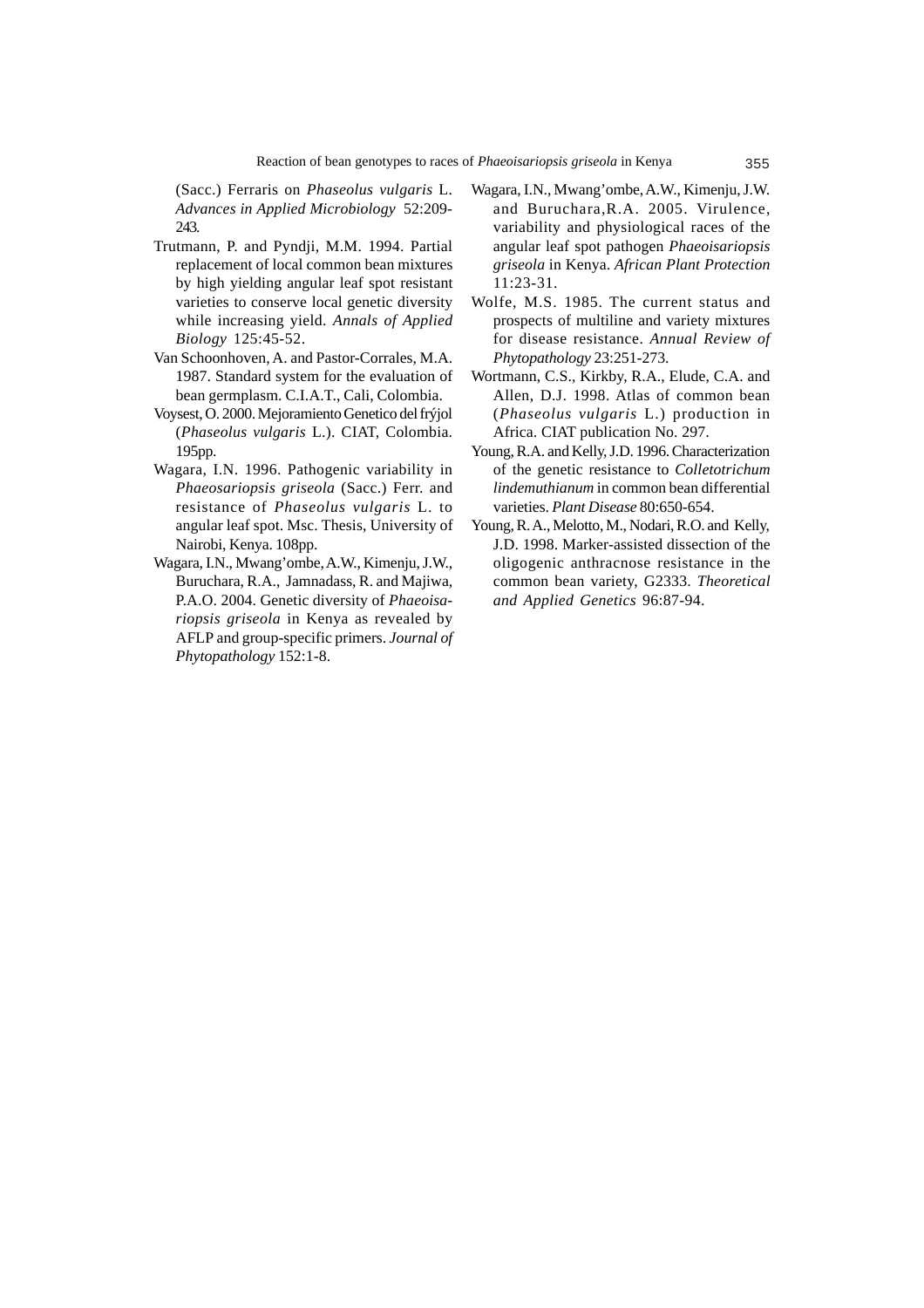(Sacc.) Ferraris on *Phaseolus vulgaris* L. *Advances in Applied Microbiology* 52:209-243.

Trutmann, P. and Pyndji, M.M. 1994. Partial replacement of local common bean mixtures by high yielding angular leaf spot resistant varieties to conserve local genetic diversity while increasing yield. *Annals of Applied Biology* 125:45-52.

Van Schoonhoven, A. and Pastor-Corrales, M.A. 1987. Standard system for the evaluation of bean germplasm. C.I.A.T., Cali, Colombia.

Voysest, O. 2000. Mejoramiento Genetico del frýjol (*Phaseolus vulgaris* L.). CIAT, Colombia. 195pp.

Wagara, I.N. 1996. Pathogenic variability in *Phaeosariopsis griseola* (Sacc.) Ferr. and resistance of *Phaseolus vulgaris* L. to angular leaf spot. Msc. Thesis, University of Nairobi, Kenya. 108pp.

Wagara, I.N., Mwang'ombe, A.W., Kimenju, J.W., Buruchara, R.A., Jamnadass, R. and Majiwa, P.A.O. 2004. Genetic diversity of *Phaeoisariopsis griseola* in Kenya as revealed by AFLP and group-specific primers. *Journal of Phytopathology* 152:1-8.

Wagara, I.N., Mwang'ombe, A.W., Kimenju, J.W. and Buruchara,R.A. 2005. Virulence, variability and physiological races of the angular leaf spot pathogen *Phaeoisariopsis griseola* in Kenya. *African Plant Protection* 11:23-31.

Wolfe, M.S. 1985. The current status and prospects of multiline and variety mixtures for disease resistance. *Annual Review of Phytopathology* 23:251-273.

Wortmann, C.S., Kirkby, R.A., Elude, C.A. and Allen, D.J. 1998. Atlas of common bean (*Phaseolus vulgaris* L.) production in Africa. CIAT publication No. 297.

Young, R.A. and Kelly, J.D. 1996. Characterization of the genetic resistance to *Colletotrichum lindemuthianum* in common bean differential varieties. *Plant Disease* 80:650-654.

Young, R. A., Melotto, M., Nodari, R.O. and Kelly, J.D. 1998. Marker-assisted dissection of the oligogenic anthracnose resistance in the common bean variety, G2333. *Theoretical and Applied Genetics* 96:87-94.